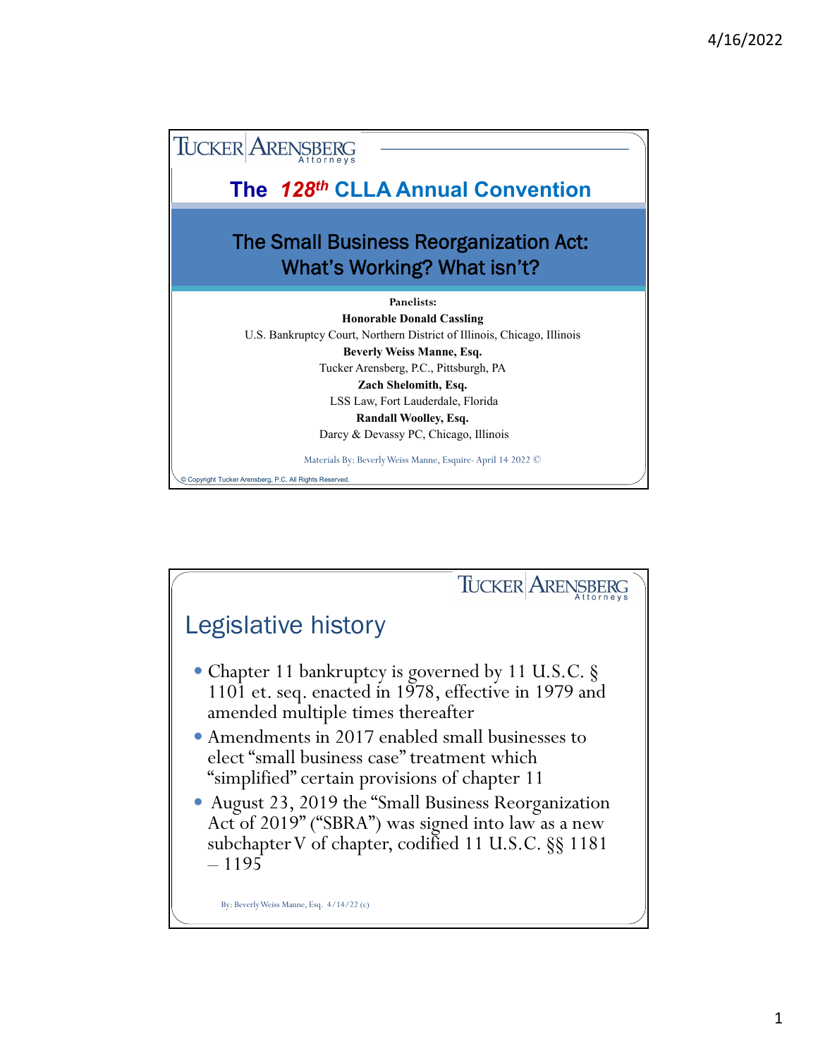TUCKER ARENSBERG Attorneys

# The 128th CLLA Annual Convention

## The Small Business Reorganization Act: What's Working? What isn't?

**Panelists:**

**Honorable Donald Cassling**
U.S. Bankruptcy Court, Northern District of Illinois, Chicago, Illinois

**Beverly Weiss Manne, Esq.**
Tucker Arensberg, P.C., Pittsburgh, PA

**Zach Shelomith, Esq.**
LSS Law, Fort Lauderdale, Florida

**Randall Woolley, Esq.**
Darcy & Devassy PC, Chicago, Illinois

Materials By: Beverly Weiss Manne, Esquire- April 14 2022 ©

© Copyright Tucker Arensberg, P.C. All Rights Reserved.

---

TUCKER ARENSBERG Attorneys

## Legislative history

- Chapter 11 bankruptcy is governed by 11 U.S.C. § 1101 et. seq. enacted in 1978, effective in 1979 and amended multiple times thereafter
- Amendments in 2017 enabled small businesses to elect "small business case" treatment which "simplified" certain provisions of chapter 11
- August 23, 2019 the "Small Business Reorganization Act of 2019" ("SBRA") was signed into law as a new subchapter V of chapter, codified 11 U.S.C. §§ 1181 – 1195

By: Beverly Weiss Manne, Esq. 4/14/22 (c)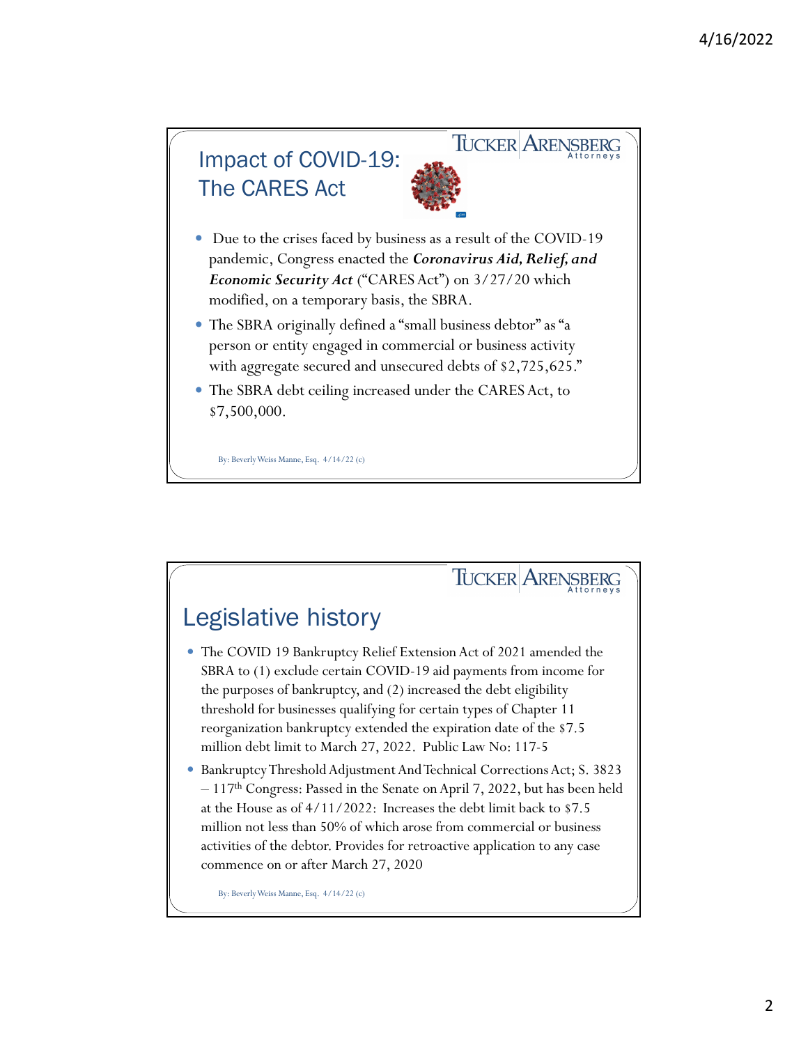## Impact of COVID-19: The CARES Act

- Due to the crises faced by business as a result of the COVID-19 pandemic, Congress enacted the ***Coronavirus Aid, Relief, and Economic Security Act*** ("CARES Act") on 3/27/20 which modified, on a temporary basis, the SBRA.
- The SBRA originally defined a "small business debtor" as "a person or entity engaged in commercial or business activity with aggregate secured and unsecured debts of $2,725,625."
- The SBRA debt ceiling increased under the CARES Act, to $7,500,000.

By: Beverly Weiss Manne, Esq. 4/14/22 (c)

## Legislative history

- The COVID 19 Bankruptcy Relief Extension Act of 2021 amended the SBRA to (1) exclude certain COVID-19 aid payments from income for the purposes of bankruptcy, and (2) increased the debt eligibility threshold for businesses qualifying for certain types of Chapter 11 reorganization bankruptcy extended the expiration date of the $7.5 million debt limit to March 27, 2022. Public Law No: 117-5
- Bankruptcy Threshold Adjustment And Technical Corrections Act; S. 3823 – 117th Congress: Passed in the Senate on April 7, 2022, but has been held at the House as of 4/11/2022: Increases the debt limit back to $7.5 million not less than 50% of which arose from commercial or business activities of the debtor. Provides for retroactive application to any case commence on or after March 27, 2020

By: Beverly Weiss Manne, Esq. 4/14/22 (c)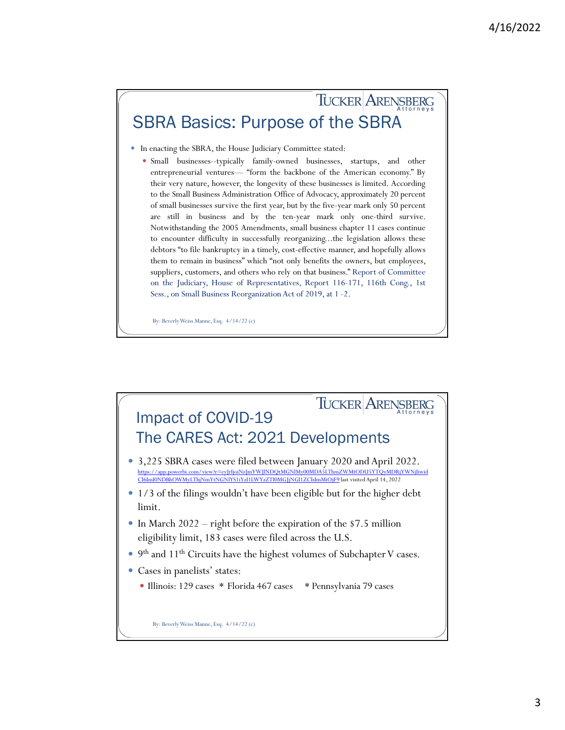## SBRA Basics: Purpose of the SBRA

- In enacting the SBRA, the House Judiciary Committee stated:
  - Small businesses--typically family-owned businesses, startups, and other entrepreneurial ventures— "form the backbone of the American economy." By their very nature, however, the longevity of these businesses is limited. According to the Small Business Administration Office of Advocacy, approximately 20 percent of small businesses survive the first year, but by the five-year mark only 50 percent are still in business and by the ten-year mark only one-third survive. Notwithstanding the 2005 Amendments, small business chapter 11 cases continue to encounter difficulty in successfully reorganizing...the legislation allows these debtors "to file bankruptcy in a timely, cost-effective manner, and hopefully allows them to remain in business" which "not only benefits the owners, but employees, suppliers, customers, and others who rely on that business." Report of Committee on the Judiciary, House of Representatives, Report 116-171, 116th Cong., 1st Sess., on Small Business Reorganization Act of 2019, at 1 -2.

By: Beverly Weiss Manne, Esq. 4/14/22 (c)

## Impact of COVID-19 The CARES Act: 2021 Developments

- 3,225 SBRA cases were filed between January 2020 and April 2022. https://app.powerbi.com/view?r=eyJrIjoiNzJmYWJlNDQtMGNlMy00MDA5LThmZWMtODU5YTQyMDRjYWNjIiwidCI6ImI0NDBhOWMyLThjNmYtNGNlYS1iYzI1LWYzZTI0MGJjNGI1ZCIsImMiOjF9 last visited April 14, 2022
- 1/3 of the filings wouldn't have been eligible but for the higher debt limit.
- In March 2022 – right before the expiration of the $7.5 million eligibility limit, 183 cases were filed across the U.S.
- 9th and 11th Circuits have the highest volumes of Subchapter V cases.
- Cases in panelists' states:
  - Illinois: 129 cases * Florida 467 cases * Pennsylvania 79 cases

By: Beverly Weiss Manne, Esq. 4/14/22 (c)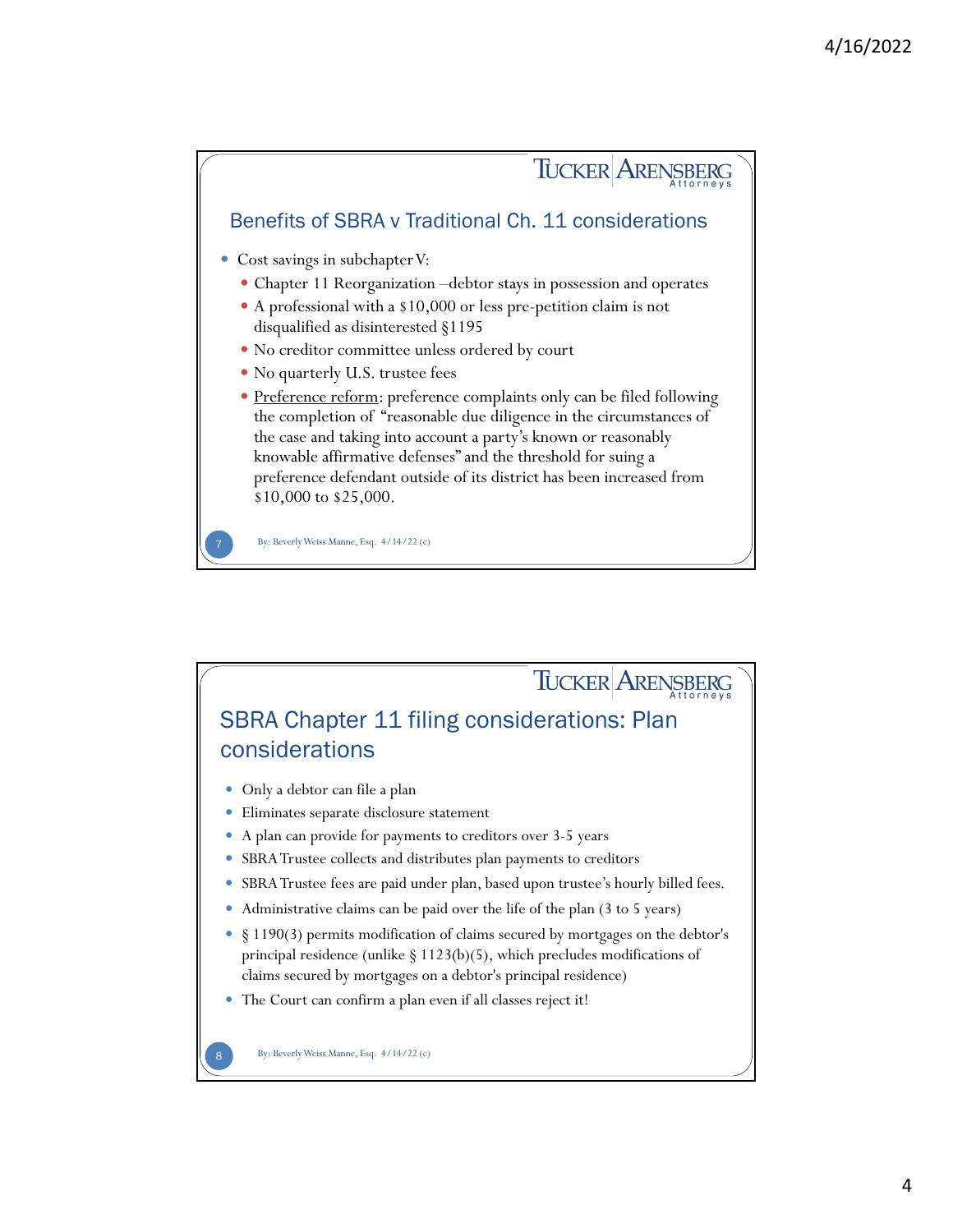## Benefits of SBRA v Traditional Ch. 11 considerations

- Cost savings in subchapter V:
  - Chapter 11 Reorganization –debtor stays in possession and operates
  - A professional with a $10,000 or less pre-petition claim is not disqualified as disinterested §1195
  - No creditor committee unless ordered by court
  - No quarterly U.S. trustee fees
  - Preference reform: preference complaints only can be filed following the completion of "reasonable due diligence in the circumstances of the case and taking into account a party's known or reasonably knowable affirmative defenses" and the threshold for suing a preference defendant outside of its district has been increased from $10,000 to $25,000.

By: Beverly Weiss Manne, Esq. 4/14/22 (c)

## SBRA Chapter 11 filing considerations: Plan considerations

- Only a debtor can file a plan
- Eliminates separate disclosure statement
- A plan can provide for payments to creditors over 3-5 years
- SBRA Trustee collects and distributes plan payments to creditors
- SBRA Trustee fees are paid under plan, based upon trustee's hourly billed fees.
- Administrative claims can be paid over the life of the plan (3 to 5 years)
- § 1190(3) permits modification of claims secured by mortgages on the debtor's principal residence (unlike § 1123(b)(5), which precludes modifications of claims secured by mortgages on a debtor's principal residence)
- The Court can confirm a plan even if all classes reject it!

By: Beverly Weiss Manne, Esq. 4/14/22 (c)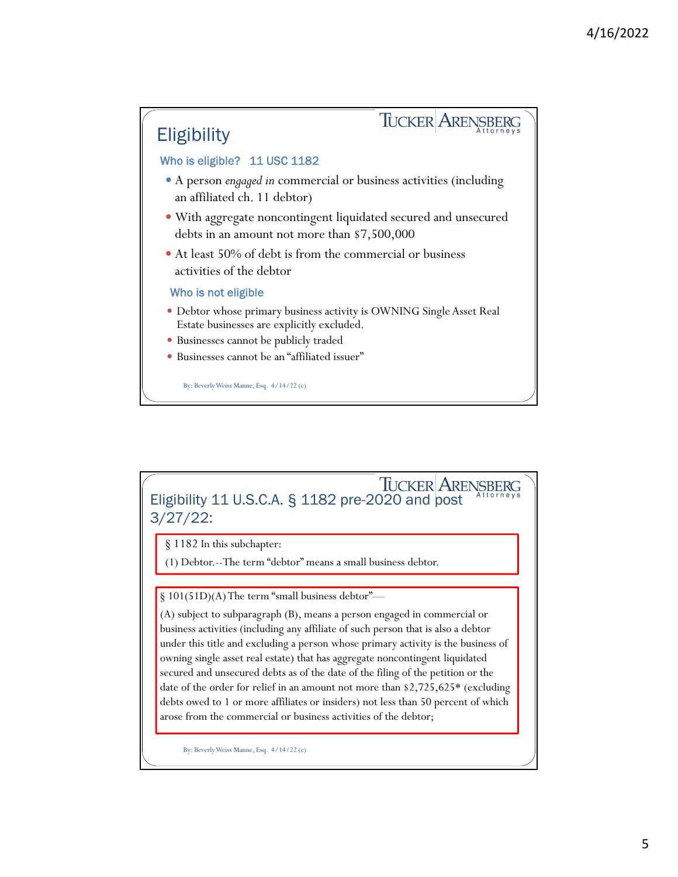## Eligibility

TUCKER ARENSBERG Attorneys

### Who is eligible? 11 USC 1182

- A person *engaged in* commercial or business activities (including an affiliated ch. 11 debtor)
- With aggregate noncontingent liquidated secured and unsecured debts in an amount not more than $7,500,000
- At least 50% of debt is from the commercial or business activities of the debtor

### Who is not eligible

- Debtor whose primary business activity is OWNING Single Asset Real Estate businesses are explicitly excluded.
- Businesses cannot be publicly traded
- Businesses cannot be an "affiliated issuer"

By: Beverly Weiss Manne, Esq. 4/14/22 (c)

## Eligibility 11 U.S.C.A. § 1182 pre-2020 and post 3/27/22:

TUCKER ARENSBERG Attorneys

§ 1182 In this subchapter:

(1) Debtor.--The term "debtor" means a small business debtor.

§ 101(51D)(A) The term "small business debtor"—

(A) subject to subparagraph (B), means a person engaged in commercial or business activities (including any affiliate of such person that is also a debtor under this title and excluding a person whose primary activity is the business of owning single asset real estate) that has aggregate noncontingent liquidated secured and unsecured debts as of the date of the filing of the petition or the date of the order for relief in an amount not more than $2,725,625* (excluding debts owed to 1 or more affiliates or insiders) not less than 50 percent of which arose from the commercial or business activities of the debtor;

By: Beverly Weiss Manne, Esq. 4/14/22 (c)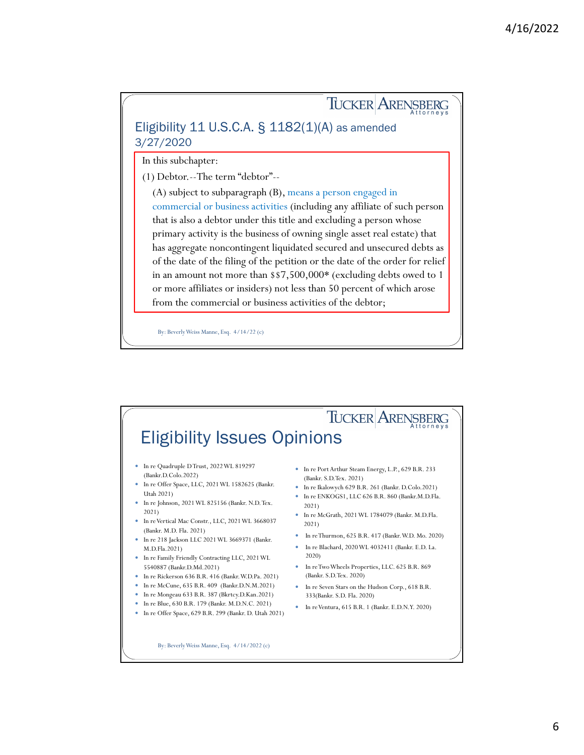## Eligibility 11 U.S.C.A. § 1182(1)(A) as amended 3/27/2020

In this subchapter:

(1) Debtor.--The term "debtor"--

(A) subject to subparagraph (B), means a person engaged in commercial or business activities (including any affiliate of such person that is also a debtor under this title and excluding a person whose primary activity is the business of owning single asset real estate) that has aggregate noncontingent liquidated secured and unsecured debts as of the date of the filing of the petition or the date of the order for relief in an amount not more than $$7,500,000* (excluding debts owed to 1 or more affiliates or insiders) not less than 50 percent of which arose from the commercial or business activities of the debtor;

By: Beverly Weiss Manne, Esq. 4/14/22 (c)

## Eligibility Issues Opinions

- In re Quadruple D Trust, 2022 WL 819297 (Bankr.D.Colo.2022)
- In re Offer Space, LLC, 2021 WL 1582625 (Bankr. Utah 2021)
- In re Johnson, 2021 WL 825156 (Bankr. N.D. Tex. 2021)
- In re Vertical Mac Constr., LLC, 2021 WL 3668037 (Bankr. M.D. Fla. 2021)
- In re 218 Jackson LLC 2021 WL 3669371 (Bankr. M.D.Fla.2021)
- In re Family Friendly Contracting LLC, 2021 WL 5540887 (Bankr.D.Md.2021)
- In re Rickerson 636 B.R. 416 (Bankr. W.D.Pa. 2021)
- In re McCune, 635 B.R. 409 (Bankr.D.N.M.2021)
- In re Mongeau 633 B.R. 387 (Bkrtcy.D.Kan.2021)
- In re Blue, 630 B.R. 179 (Bankr. M.D.N.C. 2021)
- In re Offer Space, 629 B.R. 299 (Bankr. D. Utah 2021)
- In re Port Arthur Steam Energy, L.P., 629 B.R. 233 (Bankr. S.D. Tex. 2021)
- In re Ikalowych 629 B.R. 261 (Bankr. D.Colo.2021)
- In re ENKOGS1, LLC 626 B.R. 860 (Bankr.M.D.Fla. 2021)
- In re McGrath, 2021 WL 1784079 (Bankr. M.D.Fla. 2021)
- In re Thurmon, 625 B.R. 417 (Bankr. W.D. Mo. 2020)
- In re Blachard, 2020 WL 4032411 (Bankr. E.D. La. 2020)
- In re Two Wheels Properties, LLC. 625 B.R. 869 (Bankr. S.D. Tex. 2020)
- In re Seven Stars on the Hudson Corp., 618 B.R. 333(Bankr. S.D. Fla. 2020)
- In re Ventura, 615 B.R. 1 (Bankr. E.D.N.Y. 2020)

By: Beverly Weiss Manne, Esq. 4/14/2022 (c)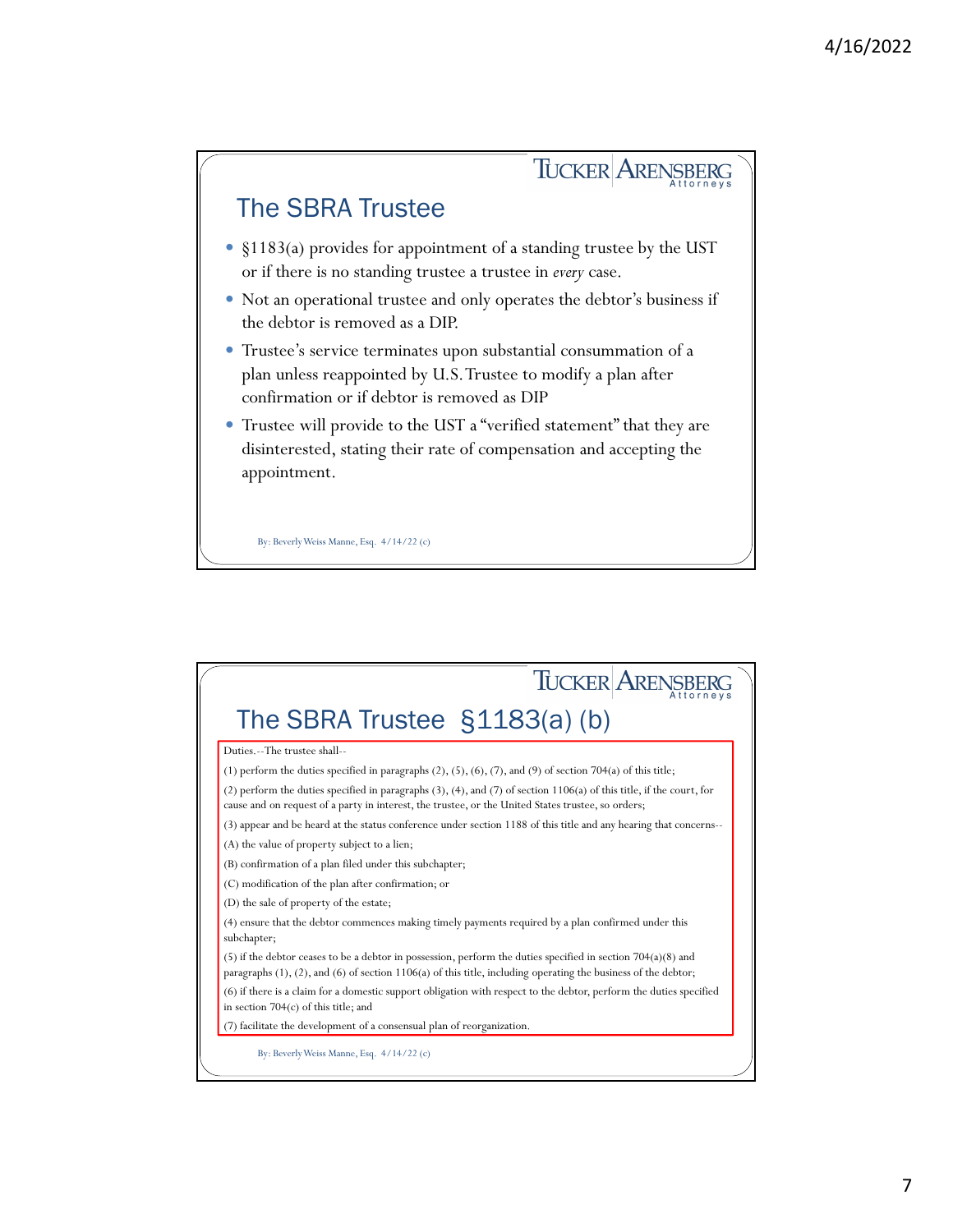## The SBRA Trustee

- §1183(a) provides for appointment of a standing trustee by the UST or if there is no standing trustee a trustee in *every* case.
- Not an operational trustee and only operates the debtor's business if the debtor is removed as a DIP.
- Trustee's service terminates upon substantial consummation of a plan unless reappointed by U.S. Trustee to modify a plan after confirmation or if debtor is removed as DIP
- Trustee will provide to the UST a "verified statement" that they are disinterested, stating their rate of compensation and accepting the appointment.

By: Beverly Weiss Manne, Esq. 4/14/22 (c)

## The SBRA Trustee §1183(a) (b)

Duties.--The trustee shall--

(1) perform the duties specified in paragraphs (2), (5), (6), (7), and (9) of section 704(a) of this title;

(2) perform the duties specified in paragraphs (3), (4), and (7) of section 1106(a) of this title, if the court, for cause and on request of a party in interest, the trustee, or the United States trustee, so orders;

(3) appear and be heard at the status conference under section 1188 of this title and any hearing that concerns--

(A) the value of property subject to a lien;

(B) confirmation of a plan filed under this subchapter;

(C) modification of the plan after confirmation; or

(D) the sale of property of the estate;

(4) ensure that the debtor commences making timely payments required by a plan confirmed under this subchapter;

(5) if the debtor ceases to be a debtor in possession, perform the duties specified in section 704(a)(8) and paragraphs (1), (2), and (6) of section 1106(a) of this title, including operating the business of the debtor;

(6) if there is a claim for a domestic support obligation with respect to the debtor, perform the duties specified in section 704(c) of this title; and

(7) facilitate the development of a consensual plan of reorganization.

By: Beverly Weiss Manne, Esq. 4/14/22 (c)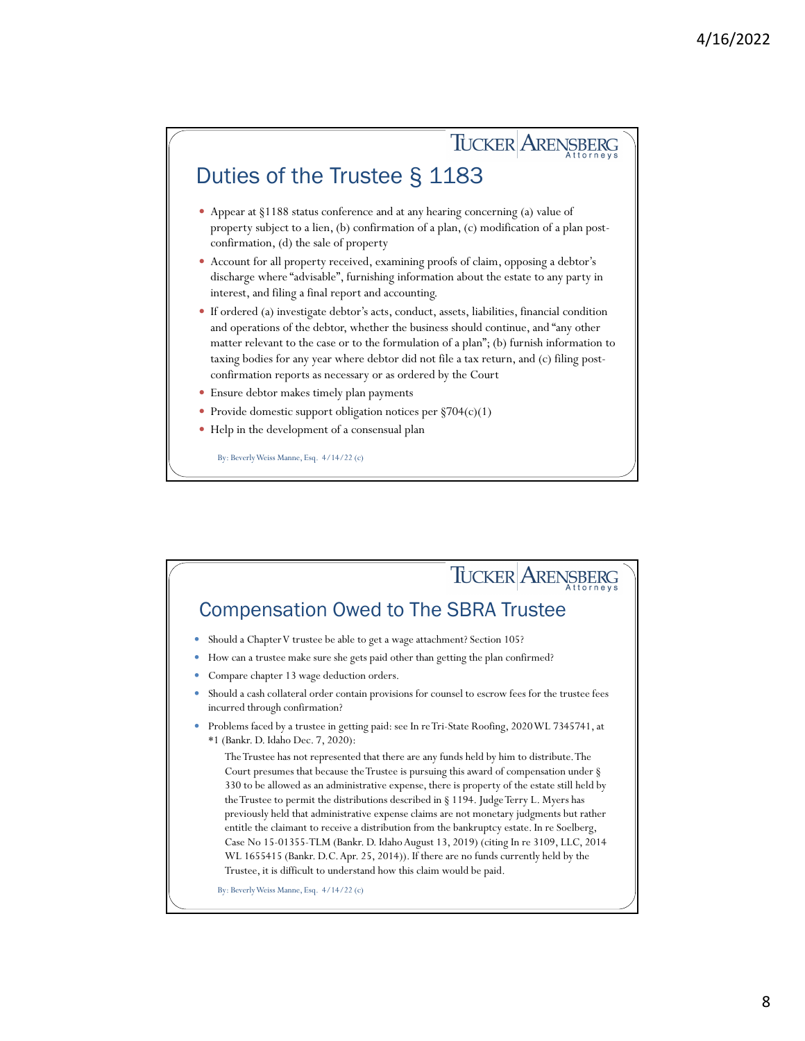## Duties of the Trustee § 1183

- Appear at §1188 status conference and at any hearing concerning (a) value of property subject to a lien, (b) confirmation of a plan, (c) modification of a plan post-confirmation, (d) the sale of property
- Account for all property received, examining proofs of claim, opposing a debtor's discharge where "advisable", furnishing information about the estate to any party in interest, and filing a final report and accounting.
- If ordered (a) investigate debtor's acts, conduct, assets, liabilities, financial condition and operations of the debtor, whether the business should continue, and "any other matter relevant to the case or to the formulation of a plan"; (b) furnish information to taxing bodies for any year where debtor did not file a tax return, and (c) filing post-confirmation reports as necessary or as ordered by the Court
- Ensure debtor makes timely plan payments
- Provide domestic support obligation notices per §704(c)(1)
- Help in the development of a consensual plan

By: Beverly Weiss Manne, Esq. 4/14/22 (c)

## Compensation Owed to The SBRA Trustee

- Should a Chapter V trustee be able to get a wage attachment? Section 105?
- How can a trustee make sure she gets paid other than getting the plan confirmed?
- Compare chapter 13 wage deduction orders.
- Should a cash collateral order contain provisions for counsel to escrow fees for the trustee fees incurred through confirmation?
- Problems faced by a trustee in getting paid: see In re Tri-State Roofing, 2020 WL 7345741, at *1 (Bankr. D. Idaho Dec. 7, 2020):

  The Trustee has not represented that there are any funds held by him to distribute. The Court presumes that because the Trustee is pursuing this award of compensation under § 330 to be allowed as an administrative expense, there is property of the estate still held by the Trustee to permit the distributions described in § 1194. Judge Terry L. Myers has previously held that administrative expense claims are not monetary judgments but rather entitle the claimant to receive a distribution from the bankruptcy estate. In re Soelberg, Case No 15-01355-TLM (Bankr. D. Idaho August 13, 2019) (citing In re 3109, LLC, 2014 WL 1655415 (Bankr. D.C. Apr. 25, 2014)). If there are no funds currently held by the Trustee, it is difficult to understand how this claim would be paid.

By: Beverly Weiss Manne, Esq. 4/14/22 (c)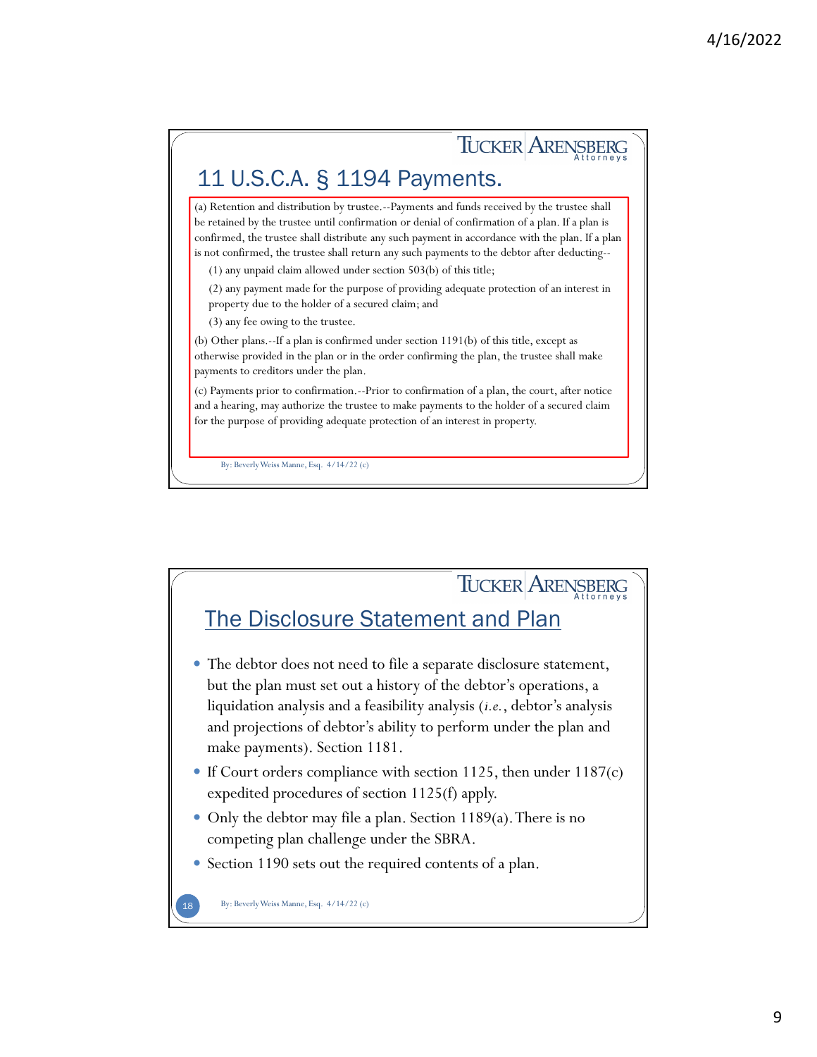## 11 U.S.C.A. § 1194 Payments.

(a) Retention and distribution by trustee.--Payments and funds received by the trustee shall be retained by the trustee until confirmation or denial of confirmation of a plan. If a plan is confirmed, the trustee shall distribute any such payment in accordance with the plan. If a plan is not confirmed, the trustee shall return any such payments to the debtor after deducting--

(1) any unpaid claim allowed under section 503(b) of this title;

(2) any payment made for the purpose of providing adequate protection of an interest in property due to the holder of a secured claim; and

(3) any fee owing to the trustee.

(b) Other plans.--If a plan is confirmed under section 1191(b) of this title, except as otherwise provided in the plan or in the order confirming the plan, the trustee shall make payments to creditors under the plan.

(c) Payments prior to confirmation.--Prior to confirmation of a plan, the court, after notice and a hearing, may authorize the trustee to make payments to the holder of a secured claim for the purpose of providing adequate protection of an interest in property.

By: Beverly Weiss Manne, Esq. 4/14/22 (c)

## The Disclosure Statement and Plan

- The debtor does not need to file a separate disclosure statement, but the plan must set out a history of the debtor's operations, a liquidation analysis and a feasibility analysis (*i.e.*, debtor's analysis and projections of debtor's ability to perform under the plan and make payments). Section 1181.
- If Court orders compliance with section 1125, then under 1187(c) expedited procedures of section 1125(f) apply.
- Only the debtor may file a plan. Section 1189(a). There is no competing plan challenge under the SBRA.
- Section 1190 sets out the required contents of a plan.

By: Beverly Weiss Manne, Esq. 4/14/22 (c)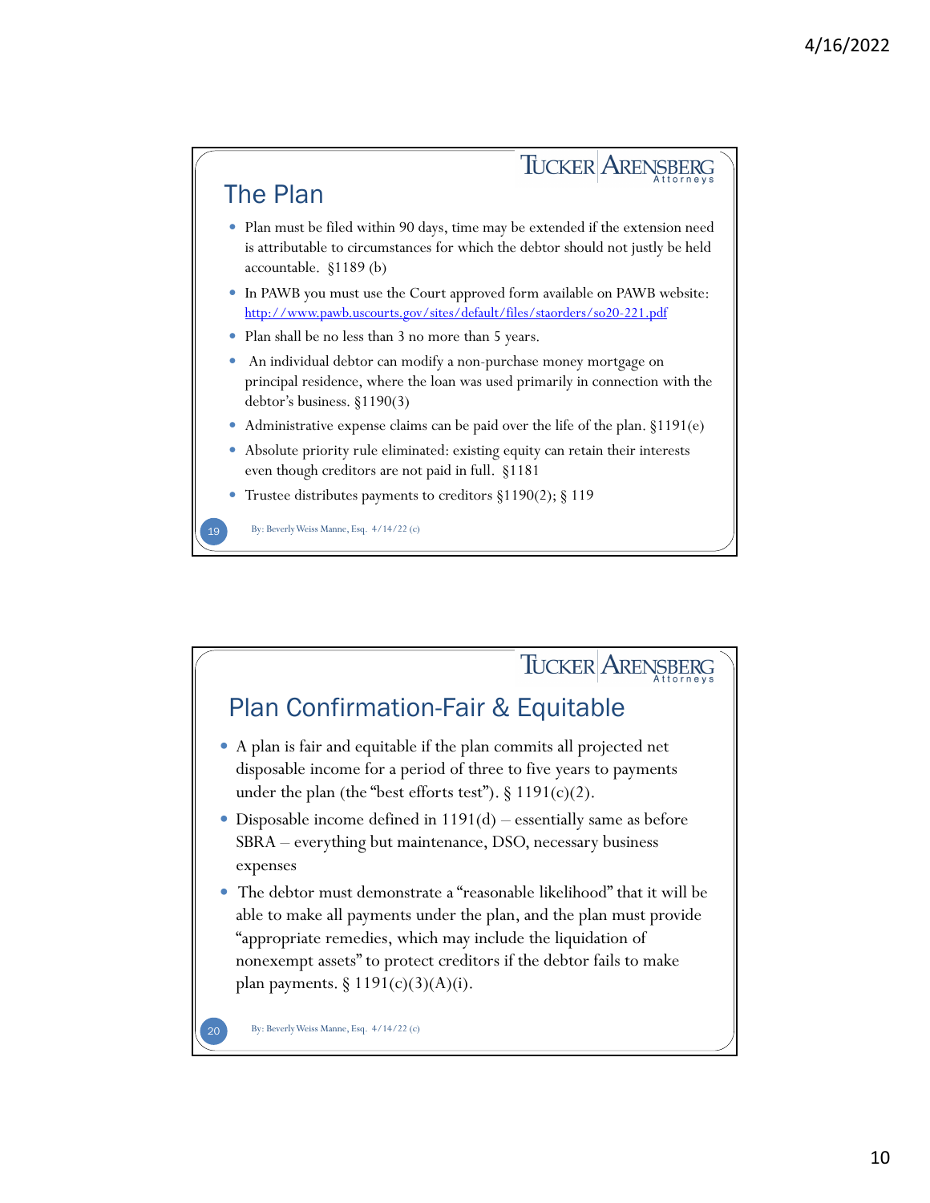## The Plan

- Plan must be filed within 90 days, time may be extended if the extension need is attributable to circumstances for which the debtor should not justly be held accountable. §1189 (b)
- In PAWB you must use the Court approved form available on PAWB website: [http://www.pawb.uscourts.gov/sites/default/files/staorders/so20-221.pdf](http://www.pawb.uscourts.gov/sites/default/files/staorders/so20-221.pdf)
- Plan shall be no less than 3 no more than 5 years.
- An individual debtor can modify a non-purchase money mortgage on principal residence, where the loan was used primarily in connection with the debtor's business. §1190(3)
- Administrative expense claims can be paid over the life of the plan. §1191(e)
- Absolute priority rule eliminated: existing equity can retain their interests even though creditors are not paid in full. §1181
- Trustee distributes payments to creditors §1190(2); § 119

By: Beverly Weiss Manne, Esq. 4/14/22 (c)

## Plan Confirmation-Fair & Equitable

- A plan is fair and equitable if the plan commits all projected net disposable income for a period of three to five years to payments under the plan (the "best efforts test"). § 1191(c)(2).
- Disposable income defined in 1191(d) – essentially same as before SBRA – everything but maintenance, DSO, necessary business expenses
- The debtor must demonstrate a "reasonable likelihood" that it will be able to make all payments under the plan, and the plan must provide "appropriate remedies, which may include the liquidation of nonexempt assets" to protect creditors if the debtor fails to make plan payments. § 1191(c)(3)(A)(i).

By: Beverly Weiss Manne, Esq. 4/14/22 (c)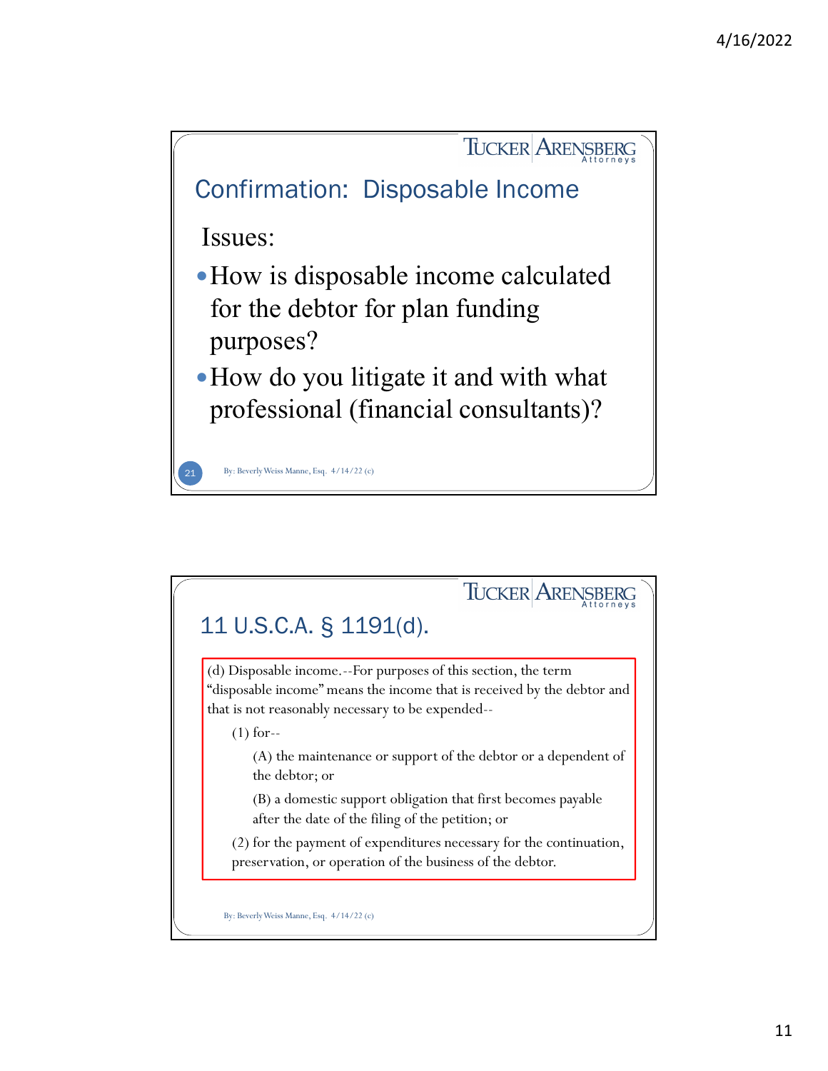## Confirmation: Disposable Income

Issues:

- How is disposable income calculated for the debtor for plan funding purposes?
- How do you litigate it and with what professional (financial consultants)?

By: Beverly Weiss Manne, Esq. 4/14/22 (c)

## 11 U.S.C.A. § 1191(d).

(d) Disposable income.--For purposes of this section, the term "disposable income" means the income that is received by the debtor and that is not reasonably necessary to be expended--

(1) for--

(A) the maintenance or support of the debtor or a dependent of the debtor; or

(B) a domestic support obligation that first becomes payable after the date of the filing of the petition; or

(2) for the payment of expenditures necessary for the continuation, preservation, or operation of the business of the debtor.

By: Beverly Weiss Manne, Esq. 4/14/22 (c)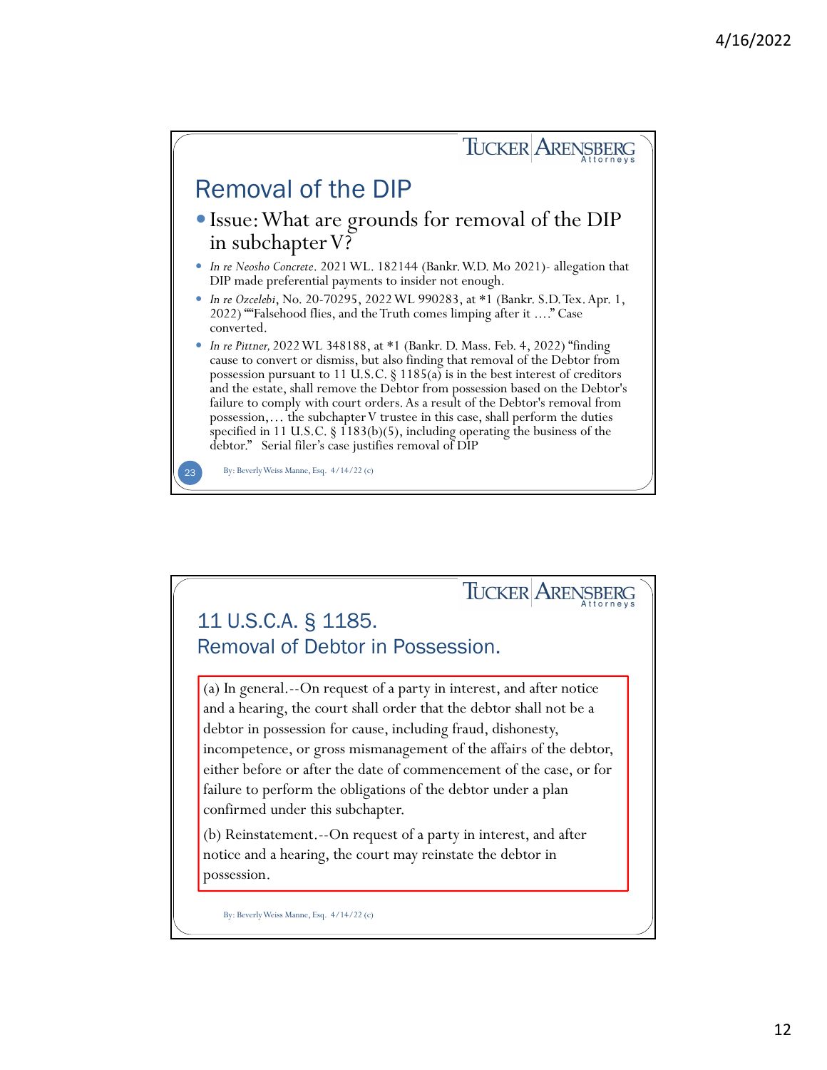## Removal of the DIP

- Issue: What are grounds for removal of the DIP in subchapter V?

- *In re Neosho Concrete*. 2021 WL. 182144 (Bankr. W.D. Mo 2021)- allegation that DIP made preferential payments to insider not enough.
- *In re Ozcelebi*, No. 20-70295, 2022 WL 990283, at *1 (Bankr. S.D. Tex. Apr. 1, 2022) ""Falsehood flies, and the Truth comes limping after it …." Case converted.
- *In re Pittner,* 2022 WL 348188, at *1 (Bankr. D. Mass. Feb. 4, 2022) "finding cause to convert or dismiss, but also finding that removal of the Debtor from possession pursuant to 11 U.S.C. § 1185(a) is in the best interest of creditors and the estate, shall remove the Debtor from possession based on the Debtor's failure to comply with court orders. As a result of the Debtor's removal from possession,… the subchapter V trustee in this case, shall perform the duties specified in 11 U.S.C. § 1183(b)(5), including operating the business of the debtor." Serial filer's case justifies removal of DIP

By: Beverly Weiss Manne, Esq. 4/14/22 (c)

## 11 U.S.C.A. § 1185. Removal of Debtor in Possession.

(a) In general.--On request of a party in interest, and after notice and a hearing, the court shall order that the debtor shall not be a debtor in possession for cause, including fraud, dishonesty, incompetence, or gross mismanagement of the affairs of the debtor, either before or after the date of commencement of the case, or for failure to perform the obligations of the debtor under a plan confirmed under this subchapter.

(b) Reinstatement.--On request of a party in interest, and after notice and a hearing, the court may reinstate the debtor in possession.

By: Beverly Weiss Manne, Esq. 4/14/22 (c)